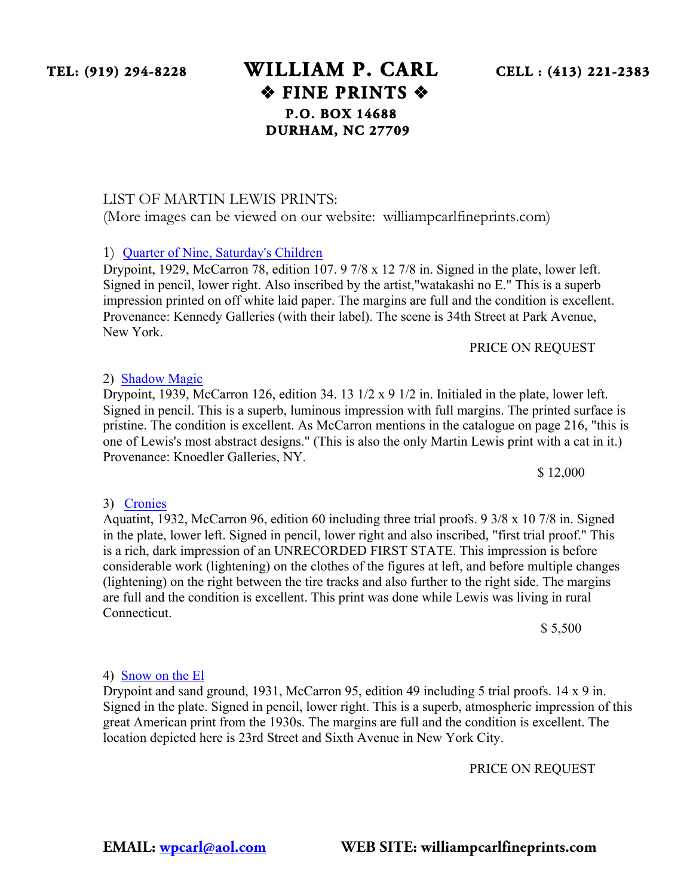# WILLIAM P. CARL
## ❖ FINE PRINTS ❖

**TEL: (919) 294-8228** | **CELL : (413) 221-2383**

**P.O. BOX 14688**
**DURHAM, NC 27709**

LIST OF MARTIN LEWIS PRINTS:
(More images can be viewed on our website: williampcarlfineprints.com)

1) Quarter of Nine, Saturday's Children

Drypoint, 1929, McCarron 78, edition 107. 9 7/8 x 12 7/8 in. Signed in the plate, lower left. Signed in pencil, lower right. Also inscribed by the artist,"watakashi no E." This is a superb impression printed on off white laid paper. The margins are full and the condition is excellent. Provenance: Kennedy Galleries (with their label). The scene is 34th Street at Park Avenue, New York.

PRICE ON REQUEST

2) Shadow Magic

Drypoint, 1939, McCarron 126, edition 34. 13 1/2 x 9 1/2 in. Initialed in the plate, lower left. Signed in pencil. This is a superb, luminous impression with full margins. The printed surface is pristine. The condition is excellent. As McCarron mentions in the catalogue on page 216, "this is one of Lewis's most abstract designs." (This is also the only Martin Lewis print with a cat in it.) Provenance: Knoedler Galleries, NY.

$ 12,000

3) Cronies

Aquatint, 1932, McCarron 96, edition 60 including three trial proofs. 9 3/8 x 10 7/8 in. Signed in the plate, lower left. Signed in pencil, lower right and also inscribed, "first trial proof." This is a rich, dark impression of an UNRECORDED FIRST STATE. This impression is before considerable work (lightening) on the clothes of the figures at left, and before multiple changes (lightening) on the right between the tire tracks and also further to the right side. The margins are full and the condition is excellent. This print was done while Lewis was living in rural Connecticut.

$ 5,500

4) Snow on the El

Drypoint and sand ground, 1931, McCarron 95, edition 49 including 5 trial proofs. 14 x 9 in. Signed in the plate. Signed in pencil, lower right. This is a superb, atmospheric impression of this great American print from the 1930s. The margins are full and the condition is excellent. The location depicted here is 23rd Street and Sixth Avenue in New York City.

PRICE ON REQUEST

**EMAIL: wpcarl@aol.com** **WEB SITE: williampcarlfineprints.com**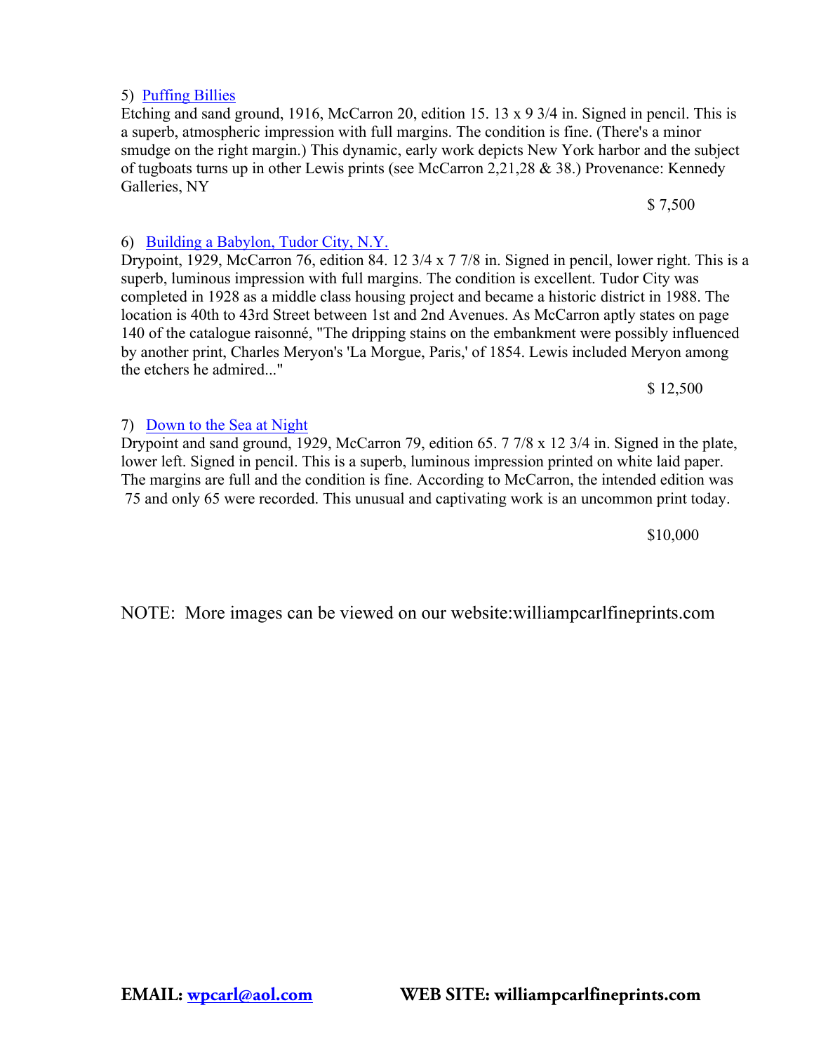5) [Puffing Billies](#)

Etching and sand ground, 1916, McCarron 20, edition 15. 13 x 9 3/4 in. Signed in pencil. This is a superb, atmospheric impression with full margins. The condition is fine. (There's a minor smudge on the right margin.) This dynamic, early work depicts New York harbor and the subject of tugboats turns up in other Lewis prints (see McCarron 2,21,28 & 38.) Provenance: Kennedy Galleries, NY

$ 7,500

6) [Building a Babylon, Tudor City, N.Y.](#)

Drypoint, 1929, McCarron 76, edition 84. 12 3/4 x 7 7/8 in. Signed in pencil, lower right. This is a superb, luminous impression with full margins. The condition is excellent. Tudor City was completed in 1928 as a middle class housing project and became a historic district in 1988. The location is 40th to 43rd Street between 1st and 2nd Avenues. As McCarron aptly states on page 140 of the catalogue raisonné, "The dripping stains on the embankment were possibly influenced by another print, Charles Meryon's 'La Morgue, Paris,' of 1854. Lewis included Meryon among the etchers he admired..."

$ 12,500

7) [Down to the Sea at Night](#)

Drypoint and sand ground, 1929, McCarron 79, edition 65. 7 7/8 x 12 3/4 in. Signed in the plate, lower left. Signed in pencil. This is a superb, luminous impression printed on white laid paper. The margins are full and the condition is fine. According to McCarron, the intended edition was 75 and only 65 were recorded. This unusual and captivating work is an uncommon print today.

$10,000

NOTE: More images can be viewed on our website:williampcarlfineprints.com

**EMAIL: [wpcarl@aol.com](mailto:wpcarl@aol.com)** **WEB SITE: williampcarlfineprints.com**